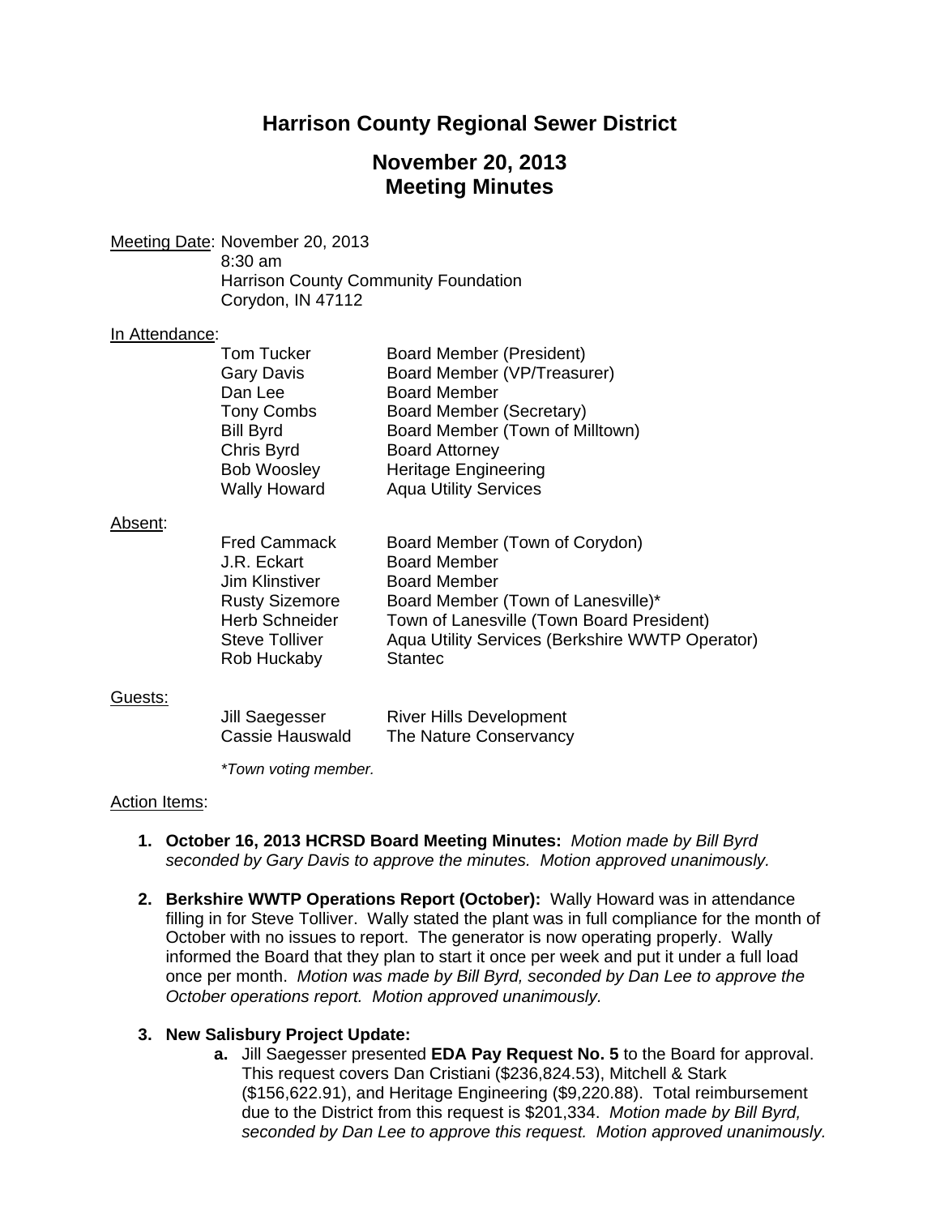# Harrison County Regional Sewer District

## November 20, 2013
## Meeting Minutes

Meeting Date: November 20, 2013
8:30 am
Harrison County Community Foundation
Corydon, IN 47112

In Attendance:

| | |
|---|---|
| Tom Tucker | Board Member (President) |
| Gary Davis | Board Member (VP/Treasurer) |
| Dan Lee | Board Member |
| Tony Combs | Board Member (Secretary) |
| Bill Byrd | Board Member (Town of Milltown) |
| Chris Byrd | Board Attorney |
| Bob Woosley | Heritage Engineering |
| Wally Howard | Aqua Utility Services |

Absent:

| | |
|---|---|
| Fred Cammack | Board Member (Town of Corydon) |
| J.R. Eckart | Board Member |
| Jim Klinstiver | Board Member |
| Rusty Sizemore | Board Member (Town of Lanesville)* |
| Herb Schneider | Town of Lanesville (Town Board President) |
| Steve Tolliver | Aqua Utility Services (Berkshire WWTP Operator) |
| Rob Huckaby | Stantec |

Guests:

| | |
|---|---|
| Jill Saegesser | River Hills Development |
| Cassie Hauswald | The Nature Conservancy |

*\*Town voting member.*

Action Items:

1. **October 16, 2013 HCRSD Board Meeting Minutes:** *Motion made by Bill Byrd seconded by Gary Davis to approve the minutes. Motion approved unanimously.*

2. **Berkshire WWTP Operations Report (October):** Wally Howard was in attendance filling in for Steve Tolliver. Wally stated the plant was in full compliance for the month of October with no issues to report. The generator is now operating properly. Wally informed the Board that they plan to start it once per week and put it under a full load once per month. *Motion was made by Bill Byrd, seconded by Dan Lee to approve the October operations report. Motion approved unanimously.*

3. **New Salisbury Project Update:**
   a. Jill Saegesser presented **EDA Pay Request No. 5** to the Board for approval. This request covers Dan Cristiani ($236,824.53), Mitchell & Stark ($156,622.91), and Heritage Engineering ($9,220.88). Total reimbursement due to the District from this request is $201,334. *Motion made by Bill Byrd, seconded by Dan Lee to approve this request. Motion approved unanimously.*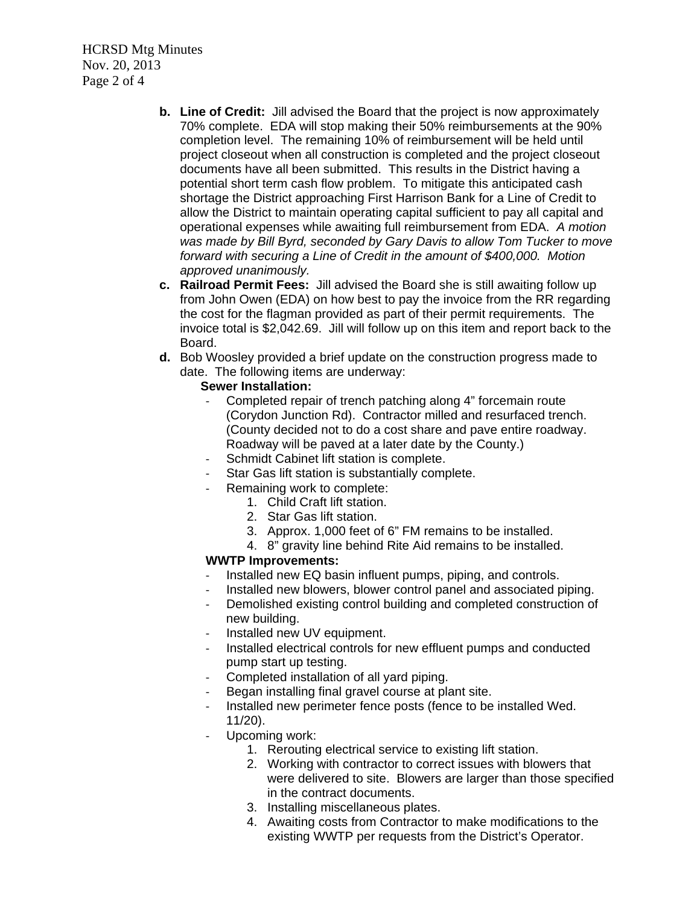b. **Line of Credit:** Jill advised the Board that the project is now approximately 70% complete. EDA will stop making their 50% reimbursements at the 90% completion level. The remaining 10% of reimbursement will be held until project closeout when all construction is completed and the project closeout documents have all been submitted. This results in the District having a potential short term cash flow problem. To mitigate this anticipated cash shortage the District approaching First Harrison Bank for a Line of Credit to allow the District to maintain operating capital sufficient to pay all capital and operational expenses while awaiting full reimbursement from EDA. *A motion was made by Bill Byrd, seconded by Gary Davis to allow Tom Tucker to move forward with securing a Line of Credit in the amount of $400,000. Motion approved unanimously.*

c. **Railroad Permit Fees:** Jill advised the Board she is still awaiting follow up from John Owen (EDA) on how best to pay the invoice from the RR regarding the cost for the flagman provided as part of their permit requirements. The invoice total is $2,042.69. Jill will follow up on this item and report back to the Board.

d. Bob Woosley provided a brief update on the construction progress made to date. The following items are underway:

**Sewer Installation:**

- Completed repair of trench patching along 4" forcemain route (Corydon Junction Rd). Contractor milled and resurfaced trench. (County decided not to do a cost share and pave entire roadway. Roadway will be paved at a later date by the County.)
- Schmidt Cabinet lift station is complete.
- Star Gas lift station is substantially complete.
- Remaining work to complete:
  1. Child Craft lift station.
  2. Star Gas lift station.
  3. Approx. 1,000 feet of 6" FM remains to be installed.
  4. 8" gravity line behind Rite Aid remains to be installed.

**WWTP Improvements:**

- Installed new EQ basin influent pumps, piping, and controls.
- Installed new blowers, blower control panel and associated piping.
- Demolished existing control building and completed construction of new building.
- Installed new UV equipment.
- Installed electrical controls for new effluent pumps and conducted pump start up testing.
- Completed installation of all yard piping.
- Began installing final gravel course at plant site.
- Installed new perimeter fence posts (fence to be installed Wed. 11/20).
- Upcoming work:
  1. Rerouting electrical service to existing lift station.
  2. Working with contractor to correct issues with blowers that were delivered to site. Blowers are larger than those specified in the contract documents.
  3. Installing miscellaneous plates.
  4. Awaiting costs from Contractor to make modifications to the existing WWTP per requests from the District's Operator.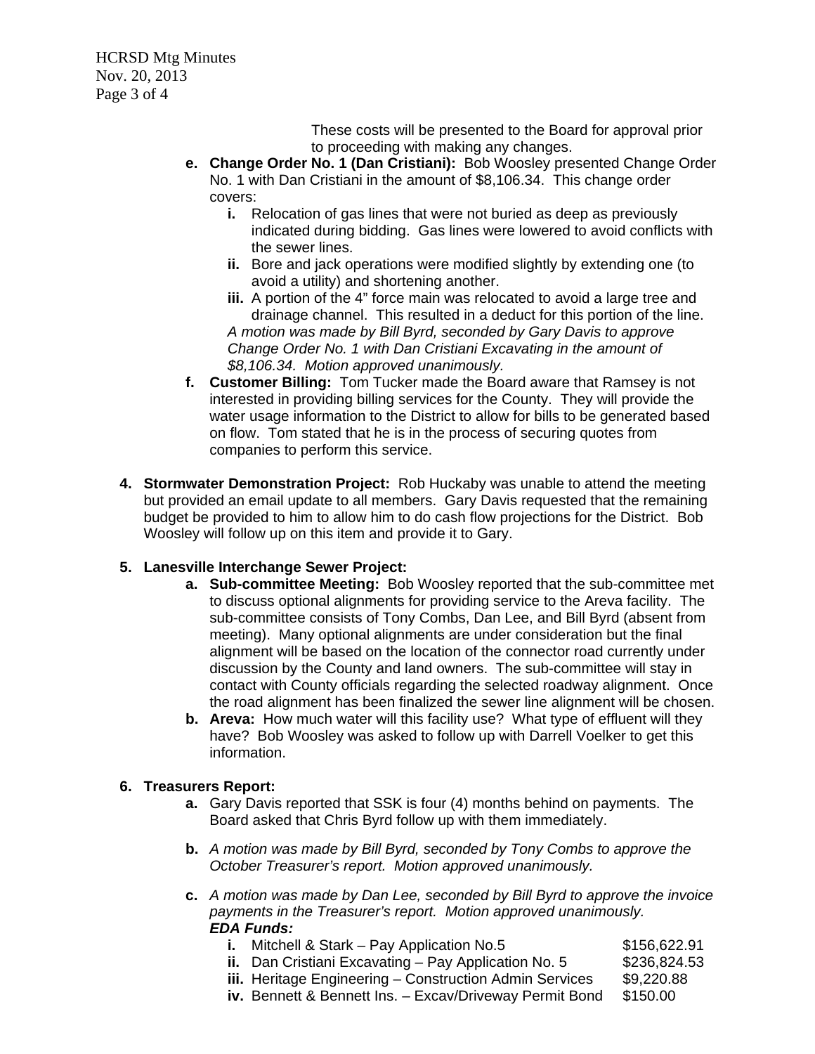These costs will be presented to the Board for approval prior to proceeding with making any changes.

   e. **Change Order No. 1 (Dan Cristiani):** Bob Woosley presented Change Order No. 1 with Dan Cristiani in the amount of $8,106.34. This change order covers:
      i. Relocation of gas lines that were not buried as deep as previously indicated during bidding. Gas lines were lowered to avoid conflicts with the sewer lines.
      ii. Bore and jack operations were modified slightly by extending one (to avoid a utility) and shortening another.
      iii. A portion of the 4" force main was relocated to avoid a large tree and drainage channel. This resulted in a deduct for this portion of the line.

      *A motion was made by Bill Byrd, seconded by Gary Davis to approve Change Order No. 1 with Dan Cristiani Excavating in the amount of $8,106.34. Motion approved unanimously.*

   f. **Customer Billing:** Tom Tucker made the Board aware that Ramsey is not interested in providing billing services for the County. They will provide the water usage information to the District to allow for bills to be generated based on flow. Tom stated that he is in the process of securing quotes from companies to perform this service.

4. **Stormwater Demonstration Project:** Rob Huckaby was unable to attend the meeting but provided an email update to all members. Gary Davis requested that the remaining budget be provided to him to allow him to do cash flow projections for the District. Bob Woosley will follow up on this item and provide it to Gary.

5. **Lanesville Interchange Sewer Project:**
   a. **Sub-committee Meeting:** Bob Woosley reported that the sub-committee met to discuss optional alignments for providing service to the Areva facility. The sub-committee consists of Tony Combs, Dan Lee, and Bill Byrd (absent from meeting). Many optional alignments are under consideration but the final alignment will be based on the location of the connector road currently under discussion by the County and land owners. The sub-committee will stay in contact with County officials regarding the selected roadway alignment. Once the road alignment has been finalized the sewer line alignment will be chosen.
   b. **Areva:** How much water will this facility use? What type of effluent will they have? Bob Woosley was asked to follow up with Darrell Voelker to get this information.

6. **Treasurers Report:**
   a. Gary Davis reported that SSK is four (4) months behind on payments. The Board asked that Chris Byrd follow up with them immediately.

   b. *A motion was made by Bill Byrd, seconded by Tony Combs to approve the October Treasurer's report. Motion approved unanimously.*

   c. *A motion was made by Dan Lee, seconded by Bill Byrd to approve the invoice payments in the Treasurer's report. Motion approved unanimously.*

      ***EDA Funds:***

      i. Mitchell & Stark – Pay Application No.5 $156,622.91
      ii. Dan Cristiani Excavating – Pay Application No. 5 $236,824.53
      iii. Heritage Engineering – Construction Admin Services $9,220.88
      iv. Bennett & Bennett Ins. – Excav/Driveway Permit Bond $150.00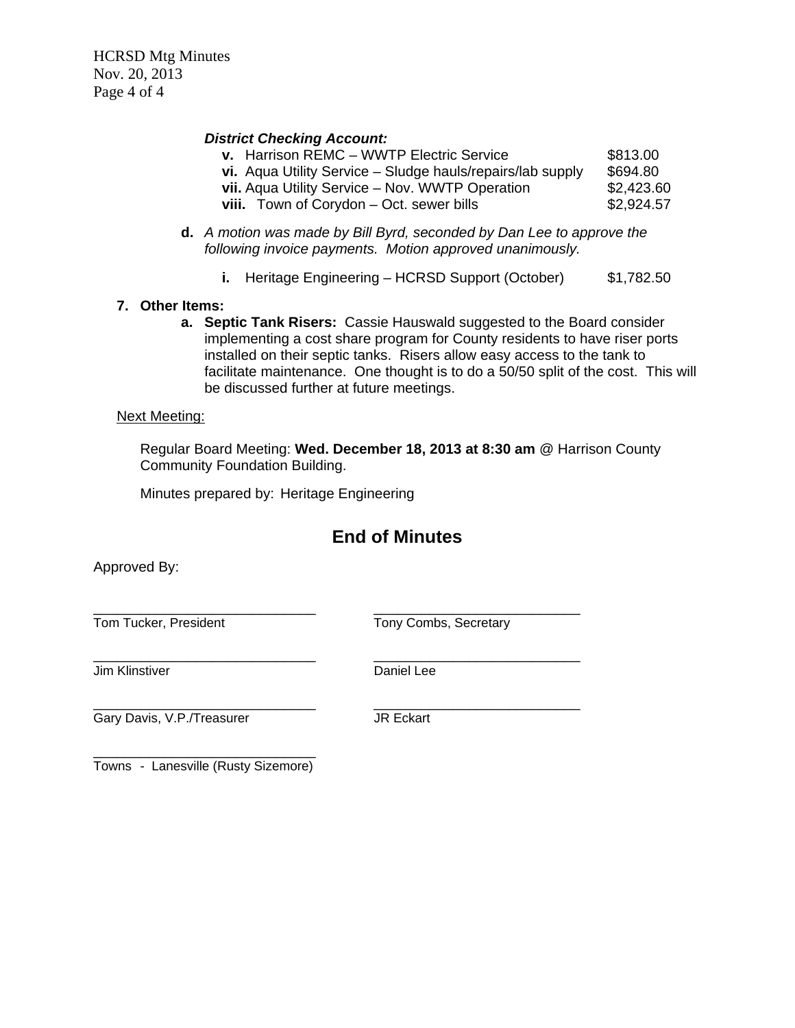***District Checking Account:***

- **v.** Harrison REMC – WWTP Electric Service $813.00
- **vi.** Aqua Utility Service – Sludge hauls/repairs/lab supply $694.80
- **vii.** Aqua Utility Service – Nov. WWTP Operation $2,423.60
- **viii.** Town of Corydon – Oct. sewer bills $2,924.57

**d.** *A motion was made by Bill Byrd, seconded by Dan Lee to approve the following invoice payments. Motion approved unanimously.*

- **i.** Heritage Engineering – HCRSD Support (October) $1,782.50

**7. Other Items:**

**a. Septic Tank Risers:** Cassie Hauswald suggested to the Board consider implementing a cost share program for County residents to have riser ports installed on their septic tanks. Risers allow easy access to the tank to facilitate maintenance. One thought is to do a 50/50 split of the cost. This will be discussed further at future meetings.

<u>Next Meeting:</u>

Regular Board Meeting: **Wed. December 18, 2013 at 8:30 am** @ Harrison County Community Foundation Building.

Minutes prepared by: Heritage Engineering

## End of Minutes

Approved By:

| | |
|---|---|
| ____________________________ | ____________________________ |
| Tom Tucker, President | Tony Combs, Secretary |
| ____________________________ | ____________________________ |
| Jim Klinstiver | Daniel Lee |
| ____________________________ | ____________________________ |
| Gary Davis, V.P./Treasurer | JR Eckart |
| ____________________________ | |
| Towns - Lanesville (Rusty Sizemore) | |